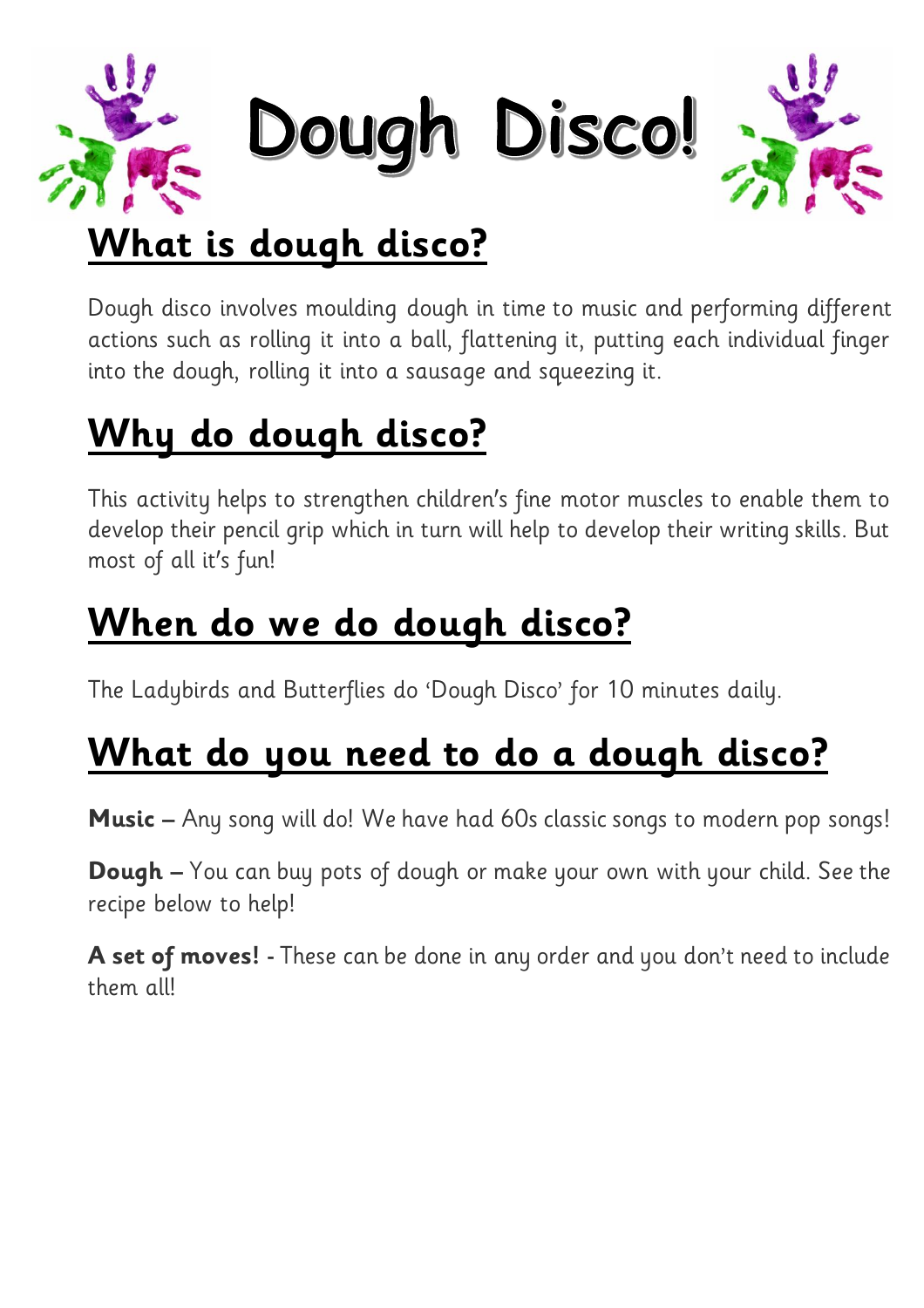# Dough Disco!

## What is dough disco?

Dough disco involves moulding dough in time to music and performing different actions such as rolling it into a ball, flattening it, putting each individual finger into the dough, rolling it into a sausage and squeezing it.

## Why do dough disco?

This activity helps to strengthen children's fine motor muscles to enable them to develop their pencil grip which in turn will help to develop their writing skills. But most of all it's fun!

## When do we do dough disco?

The Ladybirds and Butterflies do 'Dough Disco' for 10 minutes daily.

## What do you need to do a dough disco?

**Music** – Any song will do! We have had 60s classic songs to modern pop songs!

**Dough** – You can buy pots of dough or make your own with your child. See the recipe below to help!

**A set of moves!** - These can be done in any order and you don't need to include them all!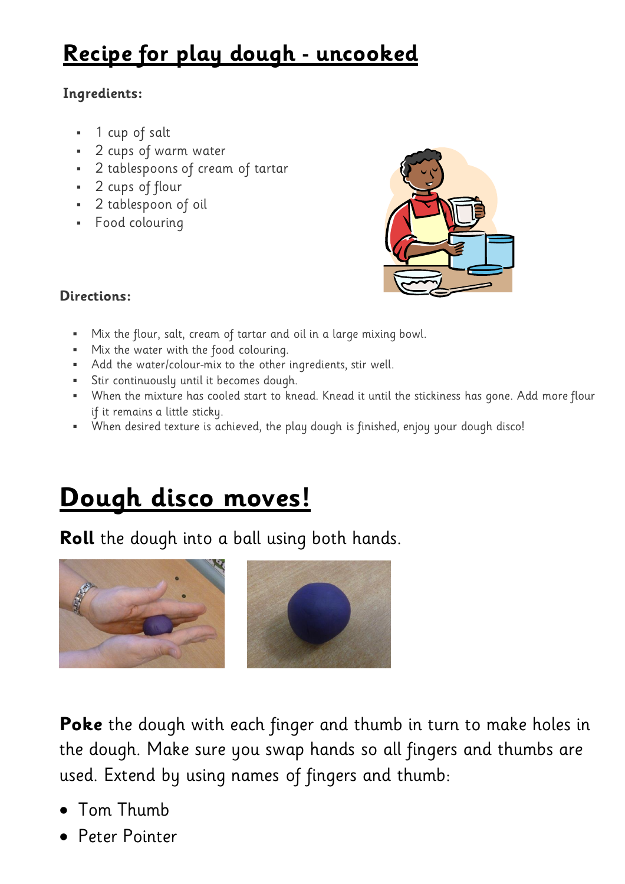# Recipe for play dough - uncooked

**Ingredients:**

- 1 cup of salt
- 2 cups of warm water
- 2 tablespoons of cream of tartar
- 2 cups of flour
- 2 tablespoon of oil
- Food colouring

**Directions:**

- Mix the flour, salt, cream of tartar and oil in a large mixing bowl.
- Mix the water with the food colouring.
- Add the water/colour-mix to the other ingredients, stir well.
- Stir continuously until it becomes dough.
- When the mixture has cooled start to knead. Knead it until the stickiness has gone. Add more flour if it remains a little sticky.
- When desired texture is achieved, the play dough is finished, enjoy your dough disco!

# Dough disco moves!

**Roll** the dough into a ball using both hands.

**Poke** the dough with each finger and thumb in turn to make holes in the dough. Make sure you swap hands so all fingers and thumbs are used. Extend by using names of fingers and thumb:

- Tom Thumb
- Peter Pointer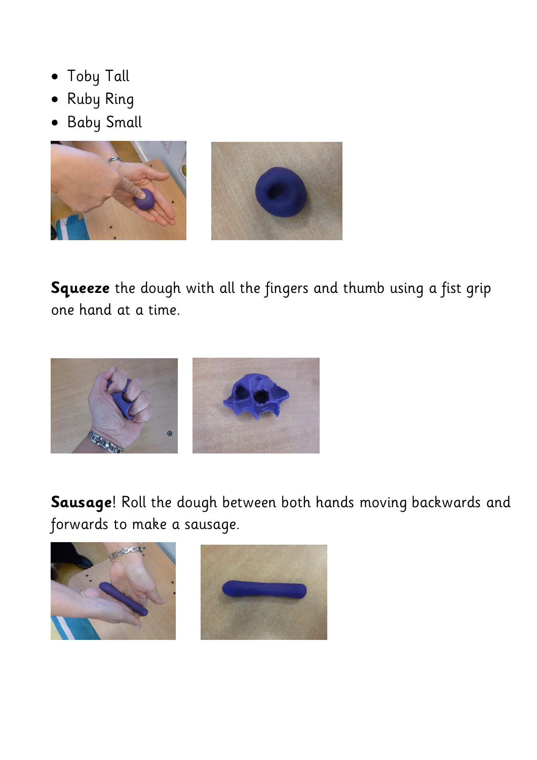- Toby Tall
- Ruby Ring
- Baby Small

**Squeeze** the dough with all the fingers and thumb using a fist grip one hand at a time.

**Sausage**! Roll the dough between both hands moving backwards and forwards to make a sausage.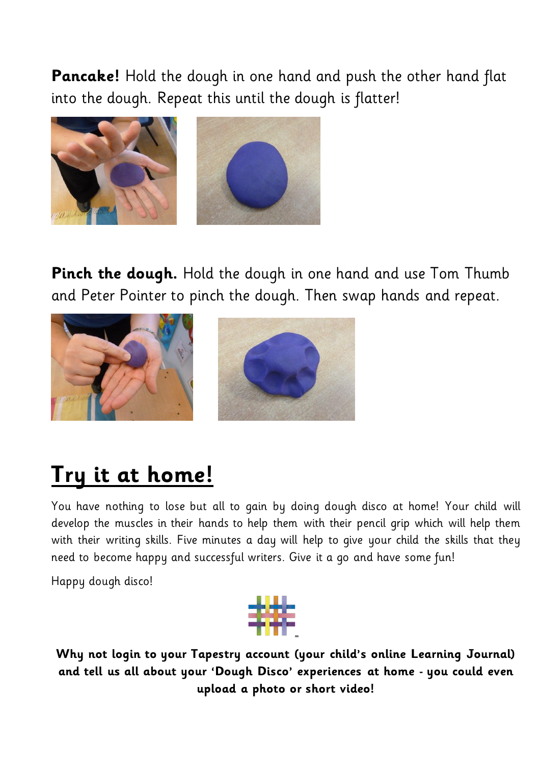**Pancake!** Hold the dough in one hand and push the other hand flat into the dough. Repeat this until the dough is flatter!

**Pinch the dough.** Hold the dough in one hand and use Tom Thumb and Peter Pointer to pinch the dough. Then swap hands and repeat.

# Try it at home!

You have nothing to lose but all to gain by doing dough disco at home! Your child will develop the muscles in their hands to help them with their pencil grip which will help them with their writing skills. Five minutes a day will help to give your child the skills that they need to become happy and successful writers. Give it a go and have some fun!

Happy dough disco!

**Why not login to your Tapestry account (your child's online Learning Journal) and tell us all about your 'Dough Disco' experiences at home - you could even upload a photo or short video!**